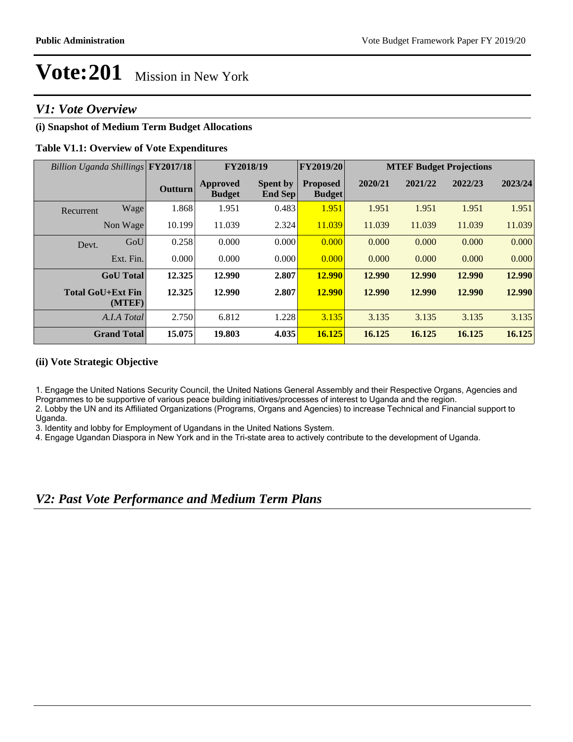# Vote:201 Mission in New York

## V1: Vote Overview

### (i) Snapshot of Medium Term Budget Allocations

**Table V1.1: Overview of Vote Expenditures**

| *Billion Uganda Shillings* | | FY2017/18 | FY2018/19 | | FY2019/20 | MTEF Budget Projections | | | |
|---|---|---|---|---|---|---|---|---|---|
| | | **Outturn** | **Approved Budget** | **Spent by End Sep** | **Proposed Budget** | **2020/21** | **2021/22** | **2022/23** | **2023/24** |
| Recurrent | Wage | 1.868 | 1.951 | 0.483 | 1.951 | 1.951 | 1.951 | 1.951 | 1.951 |
| | Non Wage | 10.199 | 11.039 | 2.324 | 11.039 | 11.039 | 11.039 | 11.039 | 11.039 |
| Devt. | GoU | 0.258 | 0.000 | 0.000 | 0.000 | 0.000 | 0.000 | 0.000 | 0.000 |
| | Ext. Fin. | 0.000 | 0.000 | 0.000 | 0.000 | 0.000 | 0.000 | 0.000 | 0.000 |
| | **GoU Total** | **12.325** | **12.990** | **2.807** | **12.990** | **12.990** | **12.990** | **12.990** | **12.990** |
| | **Total GoU+Ext Fin (MTEF)** | **12.325** | **12.990** | **2.807** | **12.990** | **12.990** | **12.990** | **12.990** | **12.990** |
| | *A.I.A Total* | 2.750 | 6.812 | 1.228 | 3.135 | 3.135 | 3.135 | 3.135 | 3.135 |
| | **Grand Total** | **15.075** | **19.803** | **4.035** | **16.125** | **16.125** | **16.125** | **16.125** | **16.125** |

### (ii) Vote Strategic Objective

1. Engage the United Nations Security Council, the United Nations General Assembly and their Respective Organs, Agencies and Programmes to be supportive of various peace building initiatives/processes of interest to Uganda and the region.
2. Lobby the UN and its Affiliated Organizations (Programs, Organs and Agencies) to increase Technical and Financial support to Uganda.
3. Identity and lobby for Employment of Ugandans in the United Nations System.
4. Engage Ugandan Diaspora in New York and in the Tri-state area to actively contribute to the development of Uganda.

## V2: Past Vote Performance and Medium Term Plans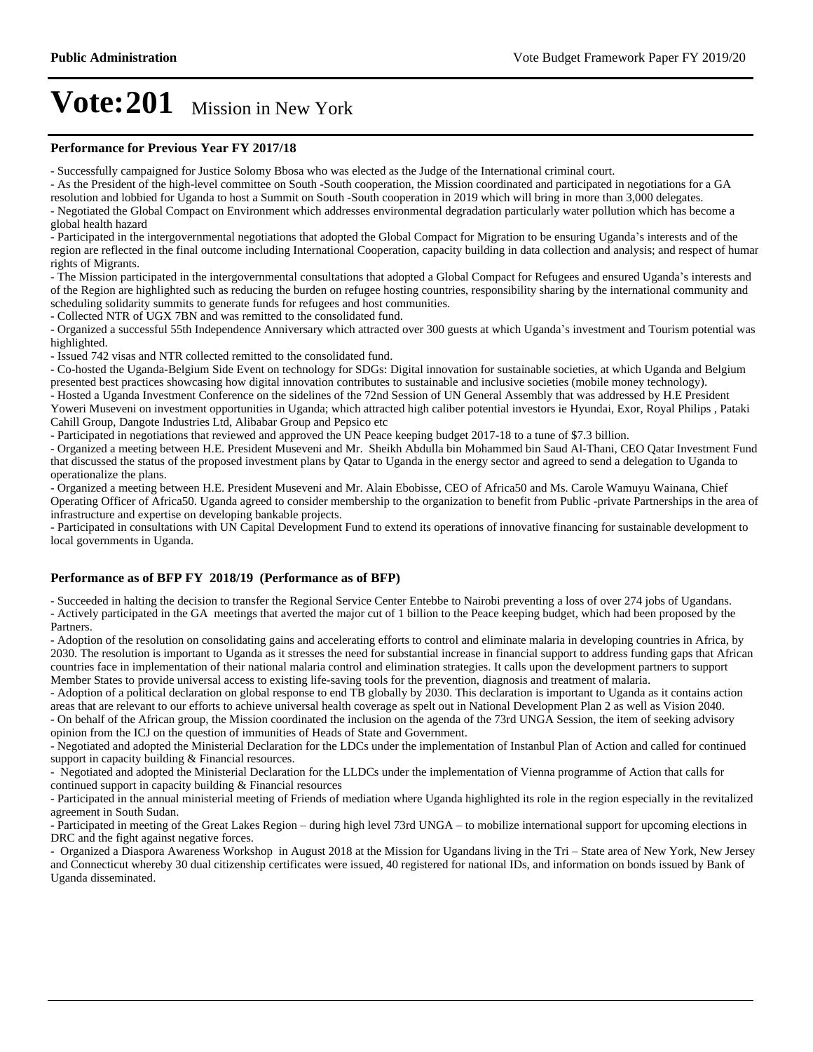# Vote:201 Mission in New York

### Performance for Previous Year FY 2017/18

- Successfully campaigned for Justice Solomy Bbosa who was elected as the Judge of the International criminal court.
- As the President of the high-level committee on South -South cooperation, the Mission coordinated and participated in negotiations for a GA resolution and lobbied for Uganda to host a Summit on South -South cooperation in 2019 which will bring in more than 3,000 delegates.
- Negotiated the Global Compact on Environment which addresses environmental degradation particularly water pollution which has become a global health hazard
- Participated in the intergovernmental negotiations that adopted the Global Compact for Migration to be ensuring Uganda's interests and of the region are reflected in the final outcome including International Cooperation, capacity building in data collection and analysis; and respect of human rights of Migrants.
- The Mission participated in the intergovernmental consultations that adopted a Global Compact for Refugees and ensured Uganda's interests and of the Region are highlighted such as reducing the burden on refugee hosting countries, responsibility sharing by the international community and scheduling solidarity summits to generate funds for refugees and host communities.
- Collected NTR of UGX 7BN and was remitted to the consolidated fund.
- Organized a successful 55th Independence Anniversary which attracted over 300 guests at which Uganda's investment and Tourism potential was highlighted.
- Issued 742 visas and NTR collected remitted to the consolidated fund.
- Co-hosted the Uganda-Belgium Side Event on technology for SDGs: Digital innovation for sustainable societies, at which Uganda and Belgium presented best practices showcasing how digital innovation contributes to sustainable and inclusive societies (mobile money technology).
- Hosted a Uganda Investment Conference on the sidelines of the 72nd Session of UN General Assembly that was addressed by H.E President Yoweri Museveni on investment opportunities in Uganda; which attracted high caliber potential investors ie Hyundai, Exor, Royal Philips , Pataki Cahill Group, Dangote Industries Ltd, Alibabar Group and Pepsico etc
- Participated in negotiations that reviewed and approved the UN Peace keeping budget 2017-18 to a tune of $7.3 billion.
- Organized a meeting between H.E. President Museveni and Mr. Sheikh Abdulla bin Mohammed bin Saud Al-Thani, CEO Qatar Investment Fund that discussed the status of the proposed investment plans by Qatar to Uganda in the energy sector and agreed to send a delegation to Uganda to operationalize the plans.
- Organized a meeting between H.E. President Museveni and Mr. Alain Ebobisse, CEO of Africa50 and Ms. Carole Wamuyu Wainana, Chief Operating Officer of Africa50. Uganda agreed to consider membership to the organization to benefit from Public -private Partnerships in the area of infrastructure and expertise on developing bankable projects.
- Participated in consultations with UN Capital Development Fund to extend its operations of innovative financing for sustainable development to local governments in Uganda.

### Performance as of BFP FY 2018/19 (Performance as of BFP)

- Succeeded in halting the decision to transfer the Regional Service Center Entebbe to Nairobi preventing a loss of over 274 jobs of Ugandans.
- Actively participated in the GA meetings that averted the major cut of 1 billion to the Peace keeping budget, which had been proposed by the Partners.
- Adoption of the resolution on consolidating gains and accelerating efforts to control and eliminate malaria in developing countries in Africa, by 2030. The resolution is important to Uganda as it stresses the need for substantial increase in financial support to address funding gaps that African countries face in implementation of their national malaria control and elimination strategies. It calls upon the development partners to support Member States to provide universal access to existing life-saving tools for the prevention, diagnosis and treatment of malaria.
- Adoption of a political declaration on global response to end TB globally by 2030. This declaration is important to Uganda as it contains action areas that are relevant to our efforts to achieve universal health coverage as spelt out in National Development Plan 2 as well as Vision 2040.
- On behalf of the African group, the Mission coordinated the inclusion on the agenda of the 73rd UNGA Session, the item of seeking advisory opinion from the ICJ on the question of immunities of Heads of State and Government.
- Negotiated and adopted the Ministerial Declaration for the LDCs under the implementation of Instanbul Plan of Action and called for continued support in capacity building & Financial resources.
- Negotiated and adopted the Ministerial Declaration for the LLDCs under the implementation of Vienna programme of Action that calls for continued support in capacity building & Financial resources
- Participated in the annual ministerial meeting of Friends of mediation where Uganda highlighted its role in the region especially in the revitalized agreement in South Sudan.
- Participated in meeting of the Great Lakes Region – during high level 73rd UNGA – to mobilize international support for upcoming elections in DRC and the fight against negative forces.
- Organized a Diaspora Awareness Workshop in August 2018 at the Mission for Ugandans living in the Tri – State area of New York, New Jersey and Connecticut whereby 30 dual citizenship certificates were issued, 40 registered for national IDs, and information on bonds issued by Bank of Uganda disseminated.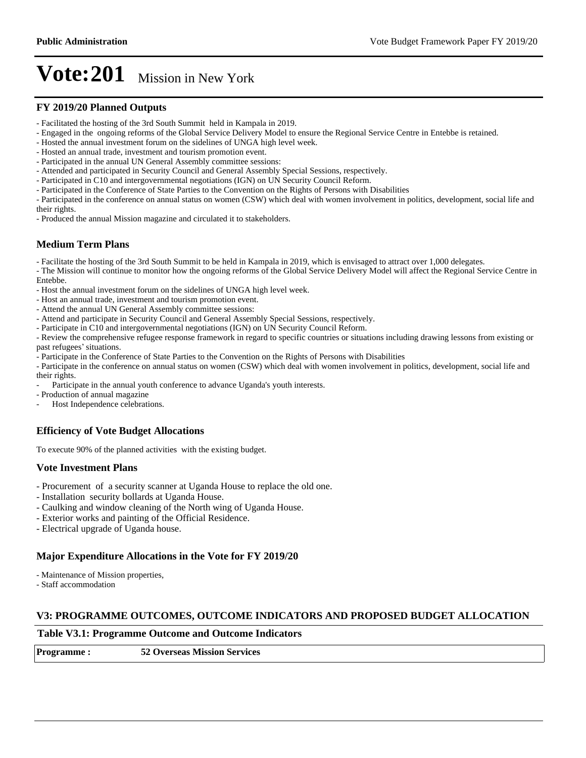# Vote:201 Mission in New York

### FY 2019/20 Planned Outputs

- Facilitated the hosting of the 3rd South Summit held in Kampala in 2019.
- Engaged in the ongoing reforms of the Global Service Delivery Model to ensure the Regional Service Centre in Entebbe is retained.
- Hosted the annual investment forum on the sidelines of UNGA high level week.
- Hosted an annual trade, investment and tourism promotion event.
- Participated in the annual UN General Assembly committee sessions:
- Attended and participated in Security Council and General Assembly Special Sessions, respectively.
- Participated in C10 and intergovernmental negotiations (IGN) on UN Security Council Reform.
- Participated in the Conference of State Parties to the Convention on the Rights of Persons with Disabilities
- Participated in the conference on annual status on women (CSW) which deal with women involvement in politics, development, social life and their rights.
- Produced the annual Mission magazine and circulated it to stakeholders.

### Medium Term Plans

- Facilitate the hosting of the 3rd South Summit to be held in Kampala in 2019, which is envisaged to attract over 1,000 delegates.
- The Mission will continue to monitor how the ongoing reforms of the Global Service Delivery Model will affect the Regional Service Centre in Entebbe.
- Host the annual investment forum on the sidelines of UNGA high level week.
- Host an annual trade, investment and tourism promotion event.
- Attend the annual UN General Assembly committee sessions:
- Attend and participate in Security Council and General Assembly Special Sessions, respectively.
- Participate in C10 and intergovernmental negotiations (IGN) on UN Security Council Reform.
- Review the comprehensive refugee response framework in regard to specific countries or situations including drawing lessons from existing or past refugees' situations.
- Participate in the Conference of State Parties to the Convention on the Rights of Persons with Disabilities
- Participate in the conference on annual status on women (CSW) which deal with women involvement in politics, development, social life and their rights.
- Participate in the annual youth conference to advance Uganda's youth interests.
- Production of annual magazine
- Host Independence celebrations.

### Efficiency of Vote Budget Allocations

To execute 90% of the planned activities with the existing budget.

### Vote Investment Plans

- Procurement of a security scanner at Uganda House to replace the old one.
- Installation security bollards at Uganda House.
- Caulking and window cleaning of the North wing of Uganda House.
- Exterior works and painting of the Official Residence.
- Electrical upgrade of Uganda house.

### Major Expenditure Allocations in the Vote for FY 2019/20

- Maintenance of Mission properties,
- Staff accommodation

### V3: PROGRAMME OUTCOMES, OUTCOME INDICATORS AND PROPOSED BUDGET ALLOCATION

**Table V3.1: Programme Outcome and Outcome Indicators**

| **Programme :** | **52 Overseas Mission Services** |
|---|---|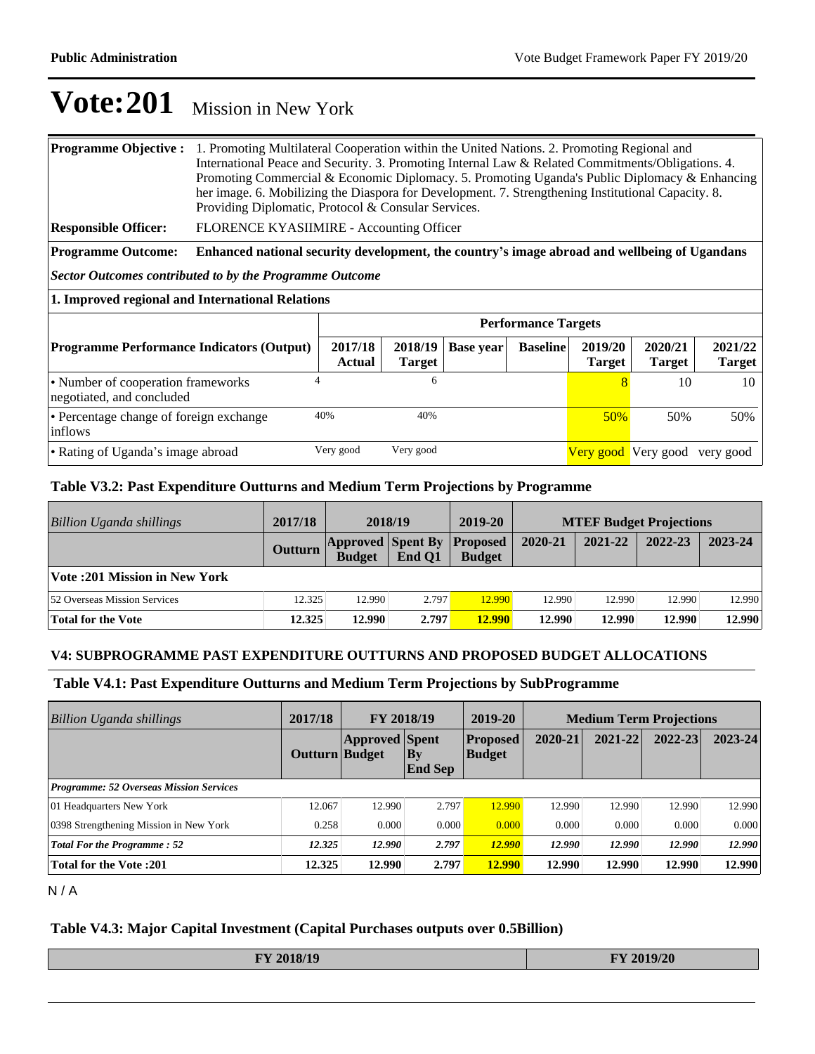# Vote:201 Mission in New York

| | |
|---|---|
| **Programme Objective :** | 1. Promoting Multilateral Cooperation within the United Nations. 2. Promoting Regional and International Peace and Security. 3. Promoting Internal Law & Related Commitments/Obligations. 4. Promoting Commercial & Economic Diplomacy. 5. Promoting Uganda's Public Diplomacy & Enhancing her image. 6. Mobilizing the Diaspora for Development. 7. Strengthening Institutional Capacity. 8. Providing Diplomatic, Protocol & Consular Services. |
| **Responsible Officer:** | FLORENCE KYASIIMIRE - Accounting Officer |
| **Programme Outcome:** | **Enhanced national security development, the country's image abroad and wellbeing of Ugandans** |

***Sector Outcomes contributed to by the Programme Outcome***

**1. Improved regional and International Relations**

| | Performance Targets | | | | | | |
|---|---|---|---|---|---|---|---|
| **Programme Performance Indicators (Output)** | **2017/18 Actual** | **2018/19 Target** | **Base year** | **Baseline** | **2019/20 Target** | **2020/21 Target** | **2021/22 Target** |
| • Number of cooperation frameworks negotiated, and concluded | 4 | 6 | | | 8 | 10 | 10 |
| • Percentage change of foreign exchange inflows | 40% | 40% | | | 50% | 50% | 50% |
| • Rating of Uganda's image abroad | Very good | Very good | | | Very good | Very good | very good |

### Table V3.2: Past Expenditure Outturns and Medium Term Projections by Programme

| *Billion Uganda shillings* | 2017/18 | 2018/19 | | 2019-20 | MTEF Budget Projections | | | |
|---|---|---|---|---|---|---|---|---|
| | **Outturn** | **Approved Budget** | **Spent By End Q1** | **Proposed Budget** | **2020-21** | **2021-22** | **2022-23** | **2023-24** |
| **Vote :201 Mission in New York** | | | | | | | | |
| 52 Overseas Mission Services | 12.325 | 12.990 | 2.797 | 12.990 | 12.990 | 12.990 | 12.990 | 12.990 |
| **Total for the Vote** | **12.325** | **12.990** | **2.797** | **12.990** | **12.990** | **12.990** | **12.990** | **12.990** |

### V4: SUBPROGRAMME PAST EXPENDITURE OUTTURNS AND PROPOSED BUDGET ALLOCATIONS

### Table V4.1: Past Expenditure Outturns and Medium Term Projections by SubProgramme

| *Billion Uganda shillings* | 2017/18 | FY 2018/19 | | 2019-20 | Medium Term Projections | | | |
|---|---|---|---|---|---|---|---|---|
| | **Outturn** | **Approved Budget** | **Spent By End Sep** | **Proposed Budget** | **2020-21** | **2021-22** | **2022-23** | **2023-24** |
| ***Programme: 52 Overseas Mission Services*** | | | | | | | | |
| 01 Headquarters New York | 12.067 | 12.990 | 2.797 | 12.990 | 12.990 | 12.990 | 12.990 | 12.990 |
| 0398 Strengthening Mission in New York | 0.258 | 0.000 | 0.000 | 0.000 | 0.000 | 0.000 | 0.000 | 0.000 |
| ***Total For the Programme : 52*** | ***12.325*** | ***12.990*** | ***2.797*** | ***12.990*** | ***12.990*** | ***12.990*** | ***12.990*** | ***12.990*** |
| **Total for the Vote :201** | **12.325** | **12.990** | **2.797** | **12.990** | **12.990** | **12.990** | **12.990** | **12.990** |

N / A

### Table V4.3: Major Capital Investment (Capital Purchases outputs over 0.5Billion)

| FY 2018/19 | FY 2019/20 |
|---|---|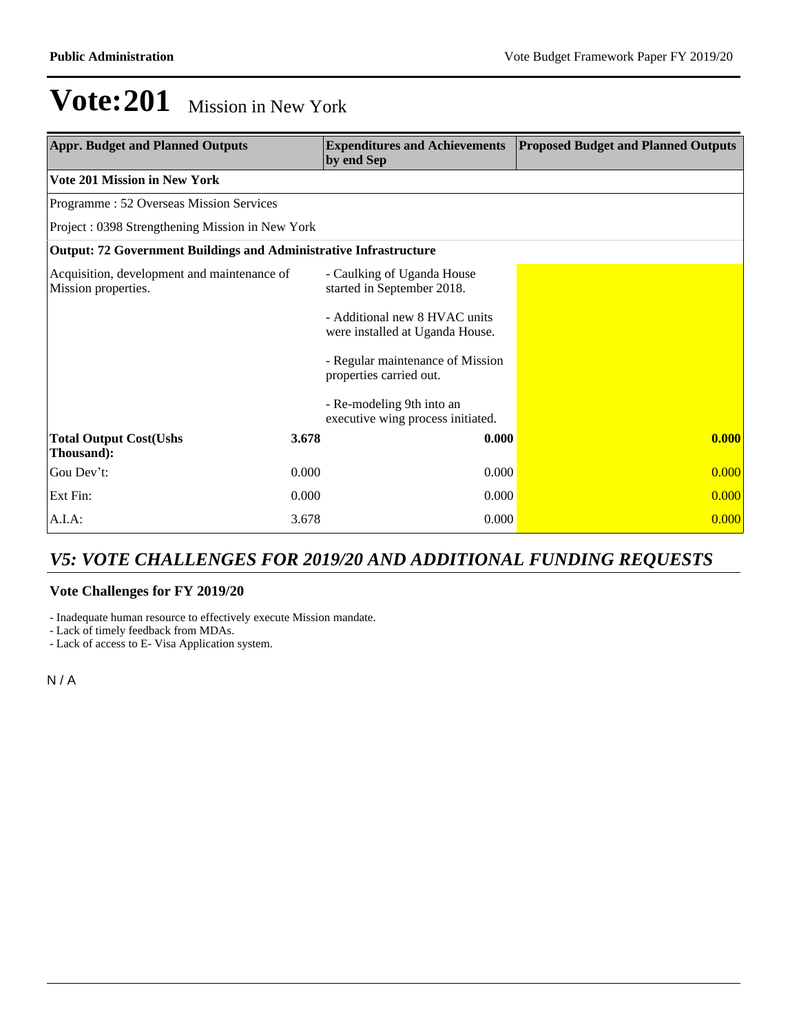# Vote:201 Mission in New York

| Appr. Budget and Planned Outputs | | Expenditures and Achievements by end Sep | Proposed Budget and Planned Outputs |
|---|---|---|---|
| **Vote 201 Mission in New York** | | | |
| Programme : 52 Overseas Mission Services | | | |
| Project : 0398 Strengthening Mission in New York | | | |
| **Output: 72 Government Buildings and Administrative Infrastructure** | | | |
| Acquisition, development and maintenance of Mission properties. | | - Caulking of Uganda House started in September 2018. - Additional new 8 HVAC units were installed at Uganda House. - Regular maintenance of Mission properties carried out. - Re-modeling 9th into an executive wing process initiated. | |
| **Total Output Cost(Ushs Thousand):** | **3.678** | **0.000** | **0.000** |
| Gou Dev't: | 0.000 | 0.000 | 0.000 |
| Ext Fin: | 0.000 | 0.000 | 0.000 |
| A.I.A: | 3.678 | 0.000 | 0.000 |

## *V5: VOTE CHALLENGES FOR 2019/20 AND ADDITIONAL FUNDING REQUESTS*

### Vote Challenges for FY 2019/20

- Inadequate human resource to effectively execute Mission mandate.
- Lack of timely feedback from MDAs.
- Lack of access to E- Visa Application system.

N / A